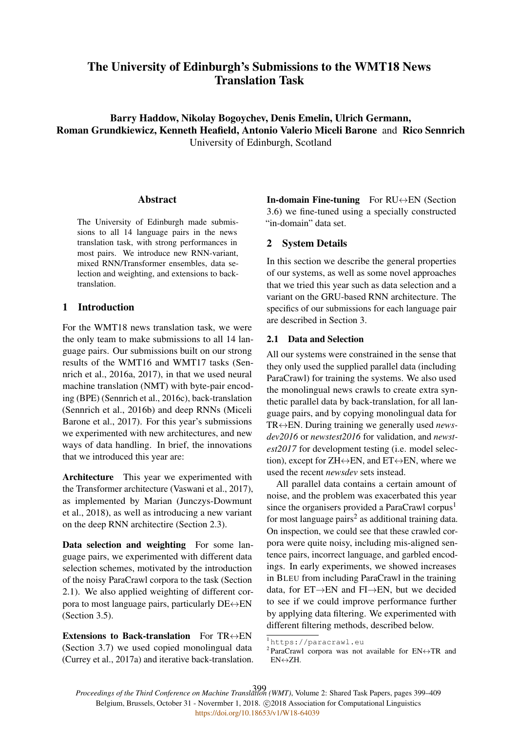# The University of Edinburgh's Submissions to the WMT18 News Translation Task

**Barry Haddow, Nikolay Bogoychev, Denis Emelin, Ulrich Germann, Roman Grundkiewicz, Kenneth Heafield, Antonio Valerio Miceli Barone** and **Rico Sennrich**
University of Edinburgh, Scotland

## Abstract

The University of Edinburgh made submissions to all 14 language pairs in the news translation task, with strong performances in most pairs. We introduce new RNN-variant, mixed RNN/Transformer ensembles, data selection and weighting, and extensions to back-translation.

## 1 Introduction

For the WMT18 news translation task, we were the only team to make submissions to all 14 language pairs. Our submissions built on our strong results of the WMT16 and WMT17 tasks (Sennrich et al., 2016a, 2017), in that we used neural machine translation (NMT) with byte-pair encoding (BPE) (Sennrich et al., 2016c), back-translation (Sennrich et al., 2016b) and deep RNNs (Miceli Barone et al., 2017). For this year's submissions we experimented with new architectures, and new ways of data handling. In brief, the innovations that we introduced this year are:

**Architecture** This year we experimented with the Transformer architecture (Vaswani et al., 2017), as implemented by Marian (Junczys-Dowmunt et al., 2018), as well as introducing a new variant on the deep RNN architectrire (Section 2.3).

**Data selection and weighting** For some language pairs, we experimented with different data selection schemes, motivated by the introduction of the noisy ParaCrawl corpora to the task (Section 2.1). We also applied weighting of different corpora to most language pairs, particularly DE↔EN (Section 3.5).

**Extensions to Back-translation** For TR↔EN (Section 3.7) we used copied monolingual data (Currey et al., 2017a) and iterative back-translation.

**In-domain Fine-tuning** For RU↔EN (Section 3.6) we fine-tuned using a specially constructed "in-domain" data set.

## 2 System Details

In this section we describe the general properties of our systems, as well as some novel approaches that we tried this year such as data selection and a variant on the GRU-based RNN architecture. The specifics of our submissions for each language pair are described in Section 3.

### 2.1 Data and Selection

All our systems were constrained in the sense that they only used the supplied parallel data (including ParaCrawl) for training the systems. We also used the monolingual news crawls to create extra synthetic parallel data by back-translation, for all language pairs, and by copying monolingual data for TR↔EN. During training we generally used *newsdev2016* or *newstest2016* for validation, and *newstest2017* for development testing (i.e. model selection), except for ZH↔EN, and ET↔EN, where we used the recent *newsdev* sets instead.

All parallel data contains a certain amount of noise, and the problem was exacerbated this year since the organisers provided a ParaCrawl corpus[1] for most language pairs[2] as additional training data. On inspection, we could see that these crawled corpora were quite noisy, including mis-aligned sentence pairs, incorrect language, and garbled encodings. In early experiments, we showed increases in BLEU from including ParaCrawl in the training data, for ET→EN and FI→EN, but we decided to see if we could improve performance further by applying data filtering. We experimented with different filtering methods, described below.

[1] https://paracrawl.eu

[2] ParaCrawl corpora was not available for EN↔TR and EN↔ZH.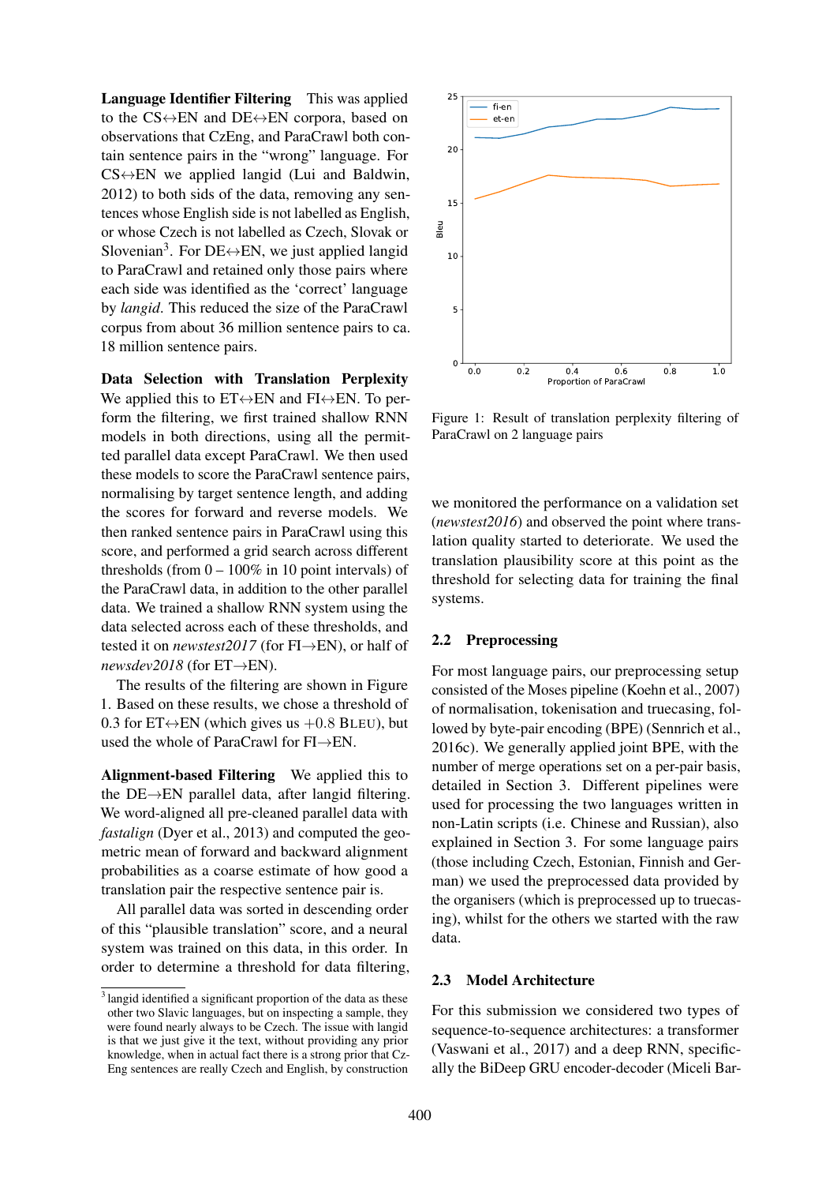**Language Identifier Filtering** This was applied to the CS↔EN and DE↔EN corpora, based on observations that CzEng, and ParaCrawl both contain sentence pairs in the "wrong" language. For CS↔EN we applied langid (Lui and Baldwin, 2012) to both sids of the data, removing any sentences whose English side is not labelled as English, or whose Czech is not labelled as Czech, Slovak or Slovenian[3]. For DE↔EN, we just applied langid to ParaCrawl and retained only those pairs where each side was identified as the 'correct' language by *langid*. This reduced the size of the ParaCrawl corpus from about 36 million sentence pairs to ca. 18 million sentence pairs.

**Data Selection with Translation Perplexity** We applied this to ET↔EN and FI↔EN. To perform the filtering, we first trained shallow RNN models in both directions, using all the permitted parallel data except ParaCrawl. We then used these models to score the ParaCrawl sentence pairs, normalising by target sentence length, and adding the scores for forward and reverse models. We then ranked sentence pairs in ParaCrawl using this score, and performed a grid search across different thresholds (from 0 – 100% in 10 point intervals) of the ParaCrawl data, in addition to the other parallel data. We trained a shallow RNN system using the data selected across each of these thresholds, and tested it on *newstest2017* (for FI→EN), or half of *newsdev2018* (for ET→EN).

The results of the filtering are shown in Figure 1. Based on these results, we chose a threshold of 0.3 for ET↔EN (which gives us +0.8 BLEU), but used the whole of ParaCrawl for FI→EN.

**Alignment-based Filtering** We applied this to the DE→EN parallel data, after langid filtering. We word-aligned all pre-cleaned parallel data with *fastalign* (Dyer et al., 2013) and computed the geometric mean of forward and backward alignment probabilities as a coarse estimate of how good a translation pair the respective sentence pair is.

All parallel data was sorted in descending order of this "plausible translation" score, and a neural system was trained on this data, in this order. In order to determine a threshold for data filtering, we monitored the performance on a validation set (*newstest2016*) and observed the point where translation quality started to deteriorate. We used the translation plausibility score at this point as the threshold for selecting data for training the final systems.

[3] langid identified a significant proportion of the data as these other two Slavic languages, but on inspecting a sample, they were found nearly always to be Czech. The issue with langid is that we just give it the text, without providing any prior knowledge, when in actual fact there is a strong prior that CzEng sentences are really Czech and English, by construction

Figure 1: Result of translation perplexity filtering of ParaCrawl on 2 language pairs

## 2.2 Preprocessing

For most language pairs, our preprocessing setup consisted of the Moses pipeline (Koehn et al., 2007) of normalisation, tokenisation and truecasing, followed by byte-pair encoding (BPE) (Sennrich et al., 2016c). We generally applied joint BPE, with the number of merge operations set on a per-pair basis, detailed in Section 3. Different pipelines were used for processing the two languages written in non-Latin scripts (i.e. Chinese and Russian), also explained in Section 3. For some language pairs (those including Czech, Estonian, Finnish and German) we used the preprocessed data provided by the organisers (which is preprocessed up to truecasing), whilst for the others we started with the raw data.

## 2.3 Model Architecture

For this submission we considered two types of sequence-to-sequence architectures: a transformer (Vaswani et al., 2017) and a deep RNN, specifically the BiDeep GRU encoder-decoder (Miceli Bar-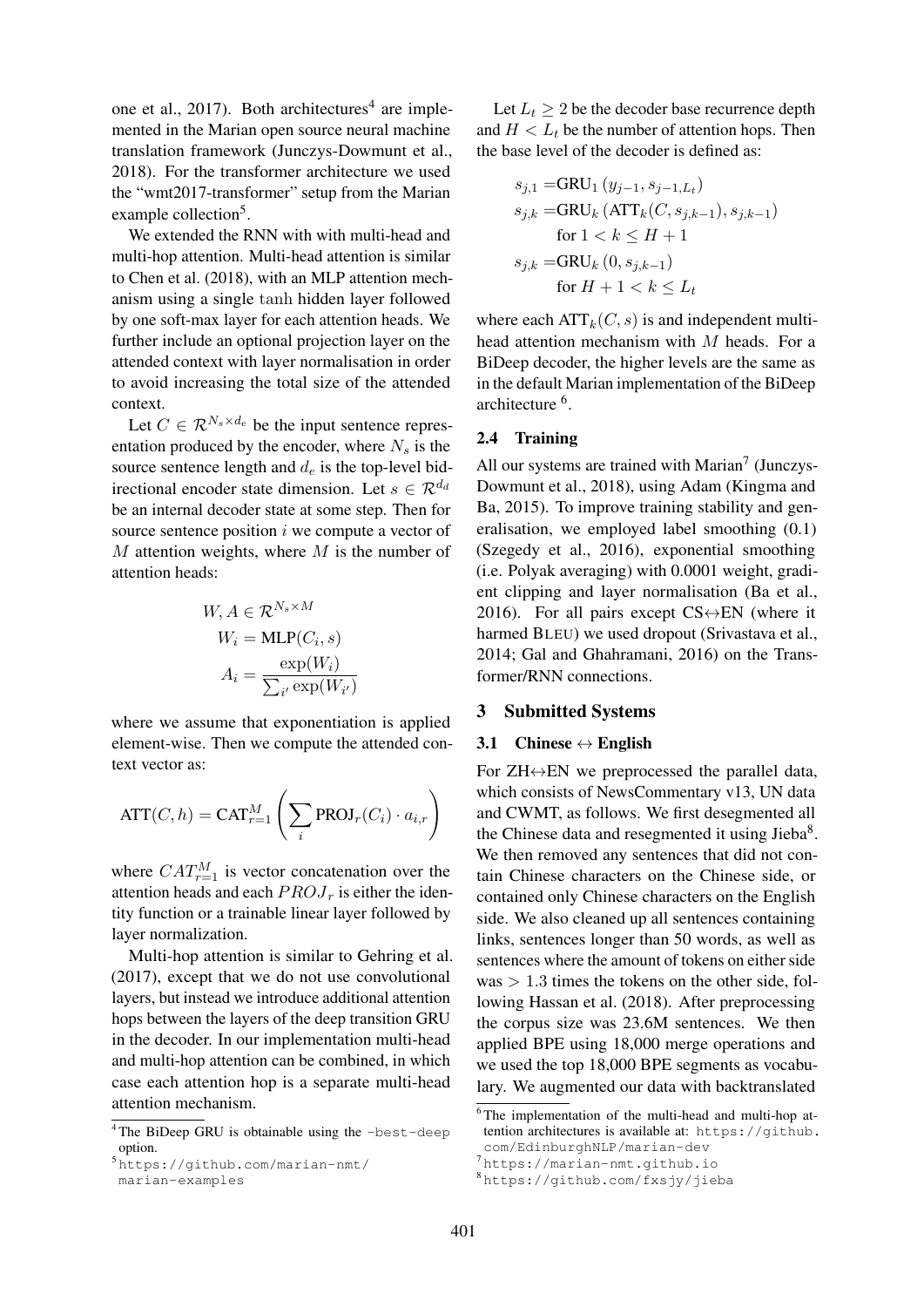one et al., 2017). Both architectures[4] are implemented in the Marian open source neural machine translation framework (Junczys-Dowmunt et al., 2018). For the transformer architecture we used the "wmt2017-transformer" setup from the Marian example collection[5].

We extended the RNN with with multi-head and multi-hop attention. Multi-head attention is similar to Chen et al. (2018), with an MLP attention mechanism using a single tanh hidden layer followed by one soft-max layer for each attention heads. We further include an optional projection layer on the attended context with layer normalisation in order to avoid increasing the total size of the attended context.

Let $C \in \mathcal{R}^{N_s \times d_e}$ be the input sentence representation produced by the encoder, where $N_s$ is the source sentence length and $d_e$ is the top-level bidirectional encoder state dimension. Let $s \in \mathcal{R}^{d_d}$ be an internal decoder state at some step. Then for source sentence position $i$ we compute a vector of $M$ attention weights, where $M$ is the number of attention heads:

$$W, A \in \mathcal{R}^{N_s \times M}$$
$$W_i = \text{MLP}(C_i, s)$$
$$A_i = \frac{\exp(W_i)}{\sum_{i'} \exp(W_{i'})}$$

where we assume that exponentiation is applied element-wise. Then we compute the attended context vector as:

$$\text{ATT}(C, h) = \text{CAT}_{r=1}^{M} \left( \sum_i \text{PROJ}_r(C_i) \cdot a_{i,r} \right)$$

where $CAT_{r=1}^{M}$ is vector concatenation over the attention heads and each $PROJ_r$ is either the identity function or a trainable linear layer followed by layer normalization.

Multi-hop attention is similar to Gehring et al. (2017), except that we do not use convolutional layers, but instead we introduce additional attention hops between the layers of the deep transition GRU in the decoder. In our implementation multi-head and multi-hop attention can be combined, in which case each attention hop is a separate multi-head attention mechanism.

Let $L_t \geq 2$ be the decoder base recurrence depth and $H < L_t$ be the number of attention hops. Then the base level of the decoder is defined as:

$$s_{j,1} = \text{GRU}_1 \left( y_{j-1}, s_{j-1,L_t} \right)$$
$$s_{j,k} = \text{GRU}_k \left( \text{ATT}_k(C, s_{j,k-1}), s_{j,k-1} \right) \quad \text{for } 1 < k \leq H+1$$
$$s_{j,k} = \text{GRU}_k \left( 0, s_{j,k-1} \right) \quad \text{for } H+1 < k \leq L_t$$

where each $\text{ATT}_k(C, s)$ is and independent multi-head attention mechanism with $M$ heads. For a BiDeep decoder, the higher levels are the same as in the default Marian implementation of the BiDeep architecture [6].

### 2.4 Training

All our systems are trained with Marian[7] (Junczys-Dowmunt et al., 2018), using Adam (Kingma and Ba, 2015). To improve training stability and generalisation, we employed label smoothing (0.1) (Szegedy et al., 2016), exponential smoothing (i.e. Polyak averaging) with 0.0001 weight, gradient clipping and layer normalisation (Ba et al., 2016). For all pairs except CS↔EN (where it harmed BLEU) we used dropout (Srivastava et al., 2014; Gal and Ghahramani, 2016) on the Transformer/RNN connections.

## 3 Submitted Systems

### 3.1 Chinese ↔ English

For ZH↔EN we preprocessed the parallel data, which consists of NewsCommentary v13, UN data and CWMT, as follows. We first desegmented all the Chinese data and resegmented it using Jieba[8]. We then removed any sentences that did not contain Chinese characters on the Chinese side, or contained only Chinese characters on the English side. We also cleaned up all sentences containing links, sentences longer than 50 words, as well as sentences where the amount of tokens on either side was $> 1.3$ times the tokens on the other side, following Hassan et al. (2018). After preprocessing the corpus size was 23.6M sentences. We then applied BPE using 18,000 merge operations and we used the top 18,000 BPE segments as vocabulary. We augmented our data with backtranslated

---

[4] The BiDeep GRU is obtainable using the `–best-deep` option.

[5] https://github.com/marian-nmt/marian-examples

[6] The implementation of the multi-head and multi-hop attention architectures is available at: https://github.com/EdinburghNLP/marian-dev

[7] https://marian-nmt.github.io

[8] https://github.com/fxsjy/jieba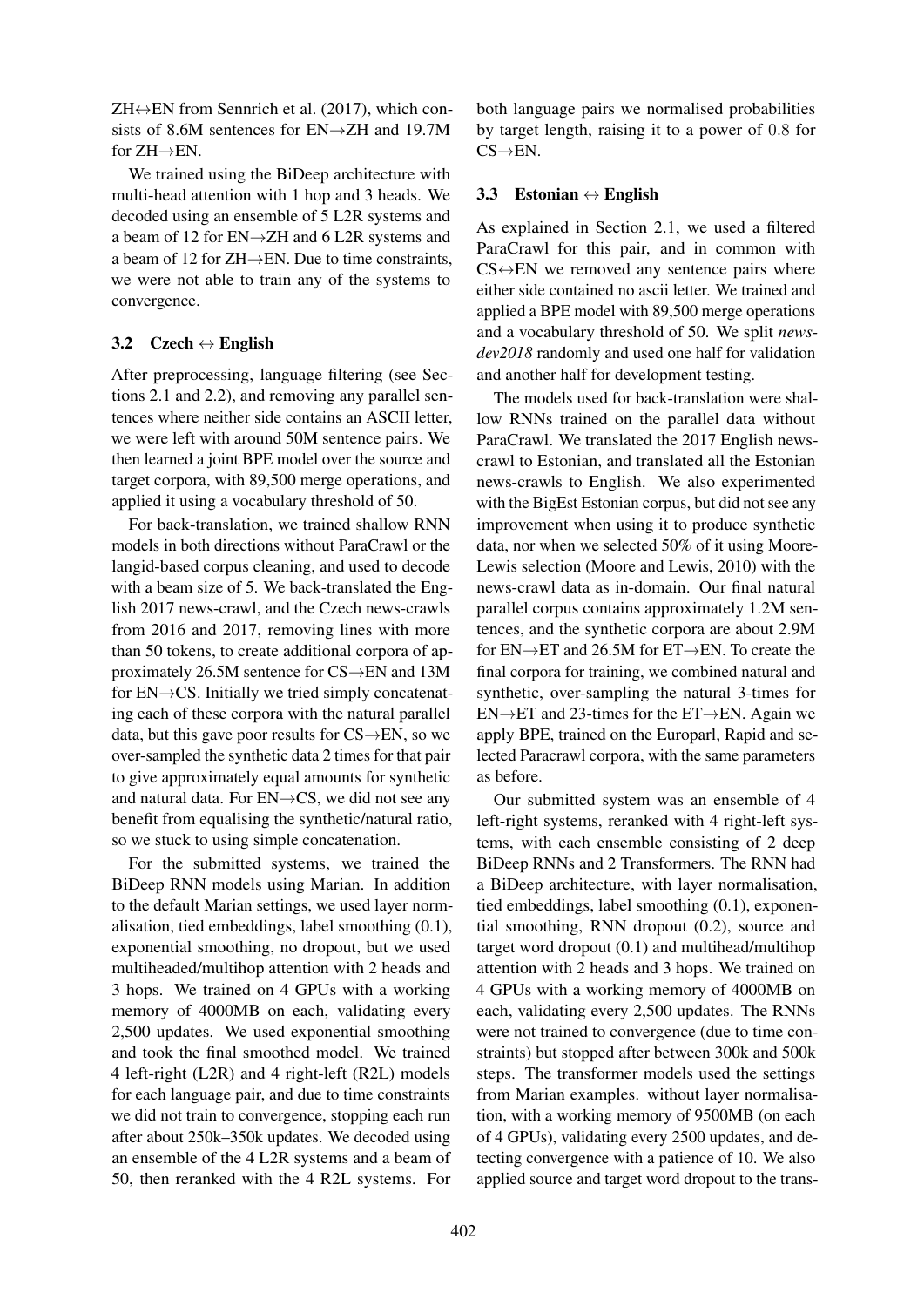ZH↔EN from Sennrich et al. (2017), which consists of 8.6M sentences for EN→ZH and 19.7M for ZH→EN.

We trained using the BiDeep architecture with multi-head attention with 1 hop and 3 heads. We decoded using an ensemble of 5 L2R systems and a beam of 12 for EN→ZH and 6 L2R systems and a beam of 12 for ZH→EN. Due to time constraints, we were not able to train any of the systems to convergence.

### 3.2 Czech ↔ English

After preprocessing, language filtering (see Sections 2.1 and 2.2), and removing any parallel sentences where neither side contains an ASCII letter, we were left with around 50M sentence pairs. We then learned a joint BPE model over the source and target corpora, with 89,500 merge operations, and applied it using a vocabulary threshold of 50.

For back-translation, we trained shallow RNN models in both directions without ParaCrawl or the langid-based corpus cleaning, and used to decode with a beam size of 5. We back-translated the English 2017 news-crawl, and the Czech news-crawls from 2016 and 2017, removing lines with more than 50 tokens, to create additional corpora of approximately 26.5M sentence for CS→EN and 13M for EN→CS. Initially we tried simply concatenating each of these corpora with the natural parallel data, but this gave poor results for CS→EN, so we over-sampled the synthetic data 2 times for that pair to give approximately equal amounts for synthetic and natural data. For EN→CS, we did not see any benefit from equalising the synthetic/natural ratio, so we stuck to using simple concatenation.

For the submitted systems, we trained the BiDeep RNN models using Marian. In addition to the default Marian settings, we used layer normalisation, tied embeddings, label smoothing (0.1), exponential smoothing, no dropout, but we used multiheaded/multihop attention with 2 heads and 3 hops. We trained on 4 GPUs with a working memory of 4000MB on each, validating every 2,500 updates. We used exponential smoothing and took the final smoothed model. We trained 4 left-right (L2R) and 4 right-left (R2L) models for each language pair, and due to time constraints we did not train to convergence, stopping each run after about 250k–350k updates. We decoded using an ensemble of the 4 L2R systems and a beam of 50, then reranked with the 4 R2L systems. For both language pairs we normalised probabilities by target length, raising it to a power of 0.8 for CS→EN.

### 3.3 Estonian ↔ English

As explained in Section 2.1, we used a filtered ParaCrawl for this pair, and in common with CS↔EN we removed any sentence pairs where either side contained no ascii letter. We trained and applied a BPE model with 89,500 merge operations and a vocabulary threshold of 50. We split *newsdev2018* randomly and used one half for validation and another half for development testing.

The models used for back-translation were shallow RNNs trained on the parallel data without ParaCrawl. We translated the 2017 English newscrawl to Estonian, and translated all the Estonian news-crawls to English. We also experimented with the BigEst Estonian corpus, but did not see any improvement when using it to produce synthetic data, nor when we selected 50% of it using Moore-Lewis selection (Moore and Lewis, 2010) with the news-crawl data as in-domain. Our final natural parallel corpus contains approximately 1.2M sentences, and the synthetic corpora are about 2.9M for EN→ET and 26.5M for ET→EN. To create the final corpora for training, we combined natural and synthetic, over-sampling the natural 3-times for EN→ET and 23-times for the ET→EN. Again we apply BPE, trained on the Europarl, Rapid and selected Paracrawl corpora, with the same parameters as before.

Our submitted system was an ensemble of 4 left-right systems, reranked with 4 right-left systems, with each ensemble consisting of 2 deep BiDeep RNNs and 2 Transformers. The RNN had a BiDeep architecture, with layer normalisation, tied embeddings, label smoothing (0.1), exponential smoothing, RNN dropout (0.2), source and target word dropout (0.1) and multihead/multihop attention with 2 heads and 3 hops. We trained on 4 GPUs with a working memory of 4000MB on each, validating every 2,500 updates. The RNNs were not trained to convergence (due to time constraints) but stopped after between 300k and 500k steps. The transformer models used the settings from Marian examples. without layer normalisation, with a working memory of 9500MB (on each of 4 GPUs), validating every 2500 updates, and detecting convergence with a patience of 10. We also applied source and target word dropout to the trans-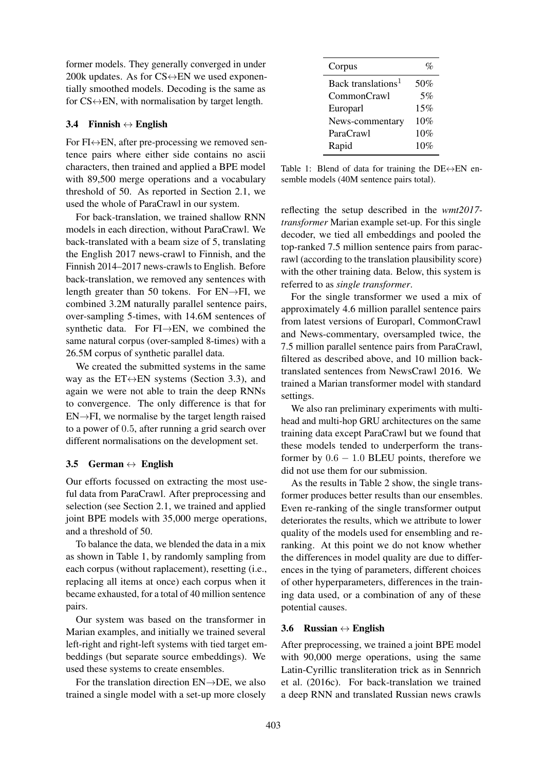former models. They generally converged in under 200k updates. As for CS↔EN we used exponentially smoothed models. Decoding is the same as for CS↔EN, with normalisation by target length.

### 3.4 Finnish ↔ English

For FI↔EN, after pre-processing we removed sentence pairs where either side contains no ascii characters, then trained and applied a BPE model with 89,500 merge operations and a vocabulary threshold of 50. As reported in Section 2.1, we used the whole of ParaCrawl in our system.

For back-translation, we trained shallow RNN models in each direction, without ParaCrawl. We back-translated with a beam size of 5, translating the English 2017 news-crawl to Finnish, and the Finnish 2014–2017 news-crawls to English. Before back-translation, we removed any sentences with length greater than 50 tokens. For EN→FI, we combined 3.2M naturally parallel sentence pairs, over-sampling 5-times, with 14.6M sentences of synthetic data. For FI→EN, we combined the same natural corpus (over-sampled 8-times) with a 26.5M corpus of synthetic parallel data.

We created the submitted systems in the same way as the ET↔EN systems (Section 3.3), and again we were not able to train the deep RNNs to convergence. The only difference is that for EN→FI, we normalise by the target length raised to a power of $0.5$, after running a grid search over different normalisations on the development set.

### 3.5 German ↔ English

Our efforts focussed on extracting the most useful data from ParaCrawl. After preprocessing and selection (see Section 2.1, we trained and applied joint BPE models with 35,000 merge operations, and a threshold of 50.

To balance the data, we blended the data in a mix as shown in Table 1, by randomly sampling from each corpus (without raplacement), resetting (i.e., replacing all items at once) each corpus when it became exhausted, for a total of 40 million sentence pairs.

Our system was based on the transformer in Marian examples, and initially we trained several left-right and right-left systems with tied target embeddings (but separate source embeddings). We used these systems to create ensembles.

For the translation direction EN→DE, we also trained a single model with a set-up more closely reflecting the setup described in the *wmt2017-transformer* Marian example set-up. For this single decoder, we tied all embeddings and pooled the top-ranked 7.5 million sentence pairs from paracrawl (according to the translation plausibility score) with the other training data. Below, this system is referred to as *single transformer*.

| Corpus | % |
|---|---|
| Back translations[1] | 50% |
| CommonCrawl | 5% |
| Europarl | 15% |
| News-commentary | 10% |
| ParaCrawl | 10% |
| Rapid | 10% |

Table 1: Blend of data for training the DE↔EN ensemble models (40M sentence pairs total).

For the single transformer we used a mix of approximately 4.6 million parallel sentence pairs from latest versions of Europarl, CommonCrawl and News-commentary, oversampled twice, the 7.5 million parallel sentence pairs from ParaCrawl, filtered as described above, and 10 million back-translated sentences from NewsCrawl 2016. We trained a Marian transformer model with standard settings.

We also ran preliminary experiments with multi-head and multi-hop GRU architectures on the same training data except ParaCrawl but we found that these models tended to underperform the transformer by $0.6 - 1.0$ BLEU points, therefore we did not use them for our submission.

As the results in Table 2 show, the single transformer produces better results than our ensembles. Even re-ranking of the single transformer output deteriorates the results, which we attribute to lower quality of the models used for ensembling and re-ranking. At this point we do not know whether the differences in model quality are due to differences in the tying of parameters, different choices of other hyperparameters, differences in the training data used, or a combination of any of these potential causes.

### 3.6 Russian ↔ English

After preprocessing, we trained a joint BPE model with 90,000 merge operations, using the same Latin-Cyrillic transliteration trick as in Sennrich et al. (2016c). For back-translation we trained a deep RNN and translated Russian news crawls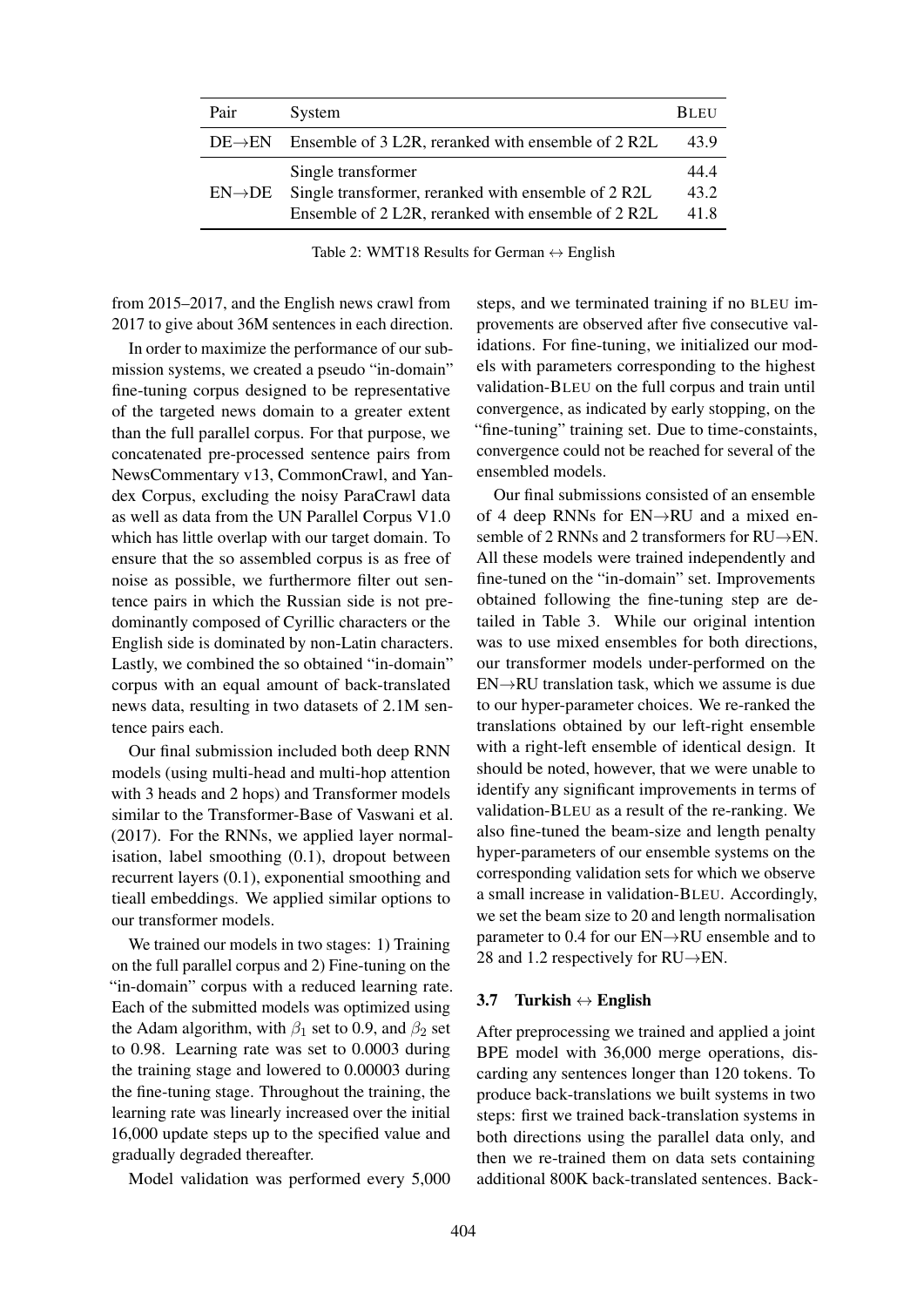| Pair | System | BLEU |
|---|---|---|
| DE→EN | Ensemble of 3 L2R, reranked with ensemble of 2 R2L | 43.9 |
| EN→DE | Single transformer | 44.4 |
| | Single transformer, reranked with ensemble of 2 R2L | 43.2 |
| | Ensemble of 2 L2R, reranked with ensemble of 2 R2L | 41.8 |

Table 2: WMT18 Results for German ↔ English

from 2015–2017, and the English news crawl from 2017 to give about 36M sentences in each direction.

In order to maximize the performance of our submission systems, we created a pseudo "in-domain" fine-tuning corpus designed to be representative of the targeted news domain to a greater extent than the full parallel corpus. For that purpose, we concatenated pre-processed sentence pairs from NewsCommentary v13, CommonCrawl, and Yandex Corpus, excluding the noisy ParaCrawl data as well as data from the UN Parallel Corpus V1.0 which has little overlap with our target domain. To ensure that the so assembled corpus is as free of noise as possible, we furthermore filter out sentence pairs in which the Russian side is not predominantly composed of Cyrillic characters or the English side is dominated by non-Latin characters. Lastly, we combined the so obtained "in-domain" corpus with an equal amount of back-translated news data, resulting in two datasets of 2.1M sentence pairs each.

Our final submission included both deep RNN models (using multi-head and multi-hop attention with 3 heads and 2 hops) and Transformer models similar to the Transformer-Base of Vaswani et al. (2017). For the RNNs, we applied layer normalisation, label smoothing (0.1), dropout between recurrent layers (0.1), exponential smoothing and tieall embeddings. We applied similar options to our transformer models.

We trained our models in two stages: 1) Training on the full parallel corpus and 2) Fine-tuning on the "in-domain" corpus with a reduced learning rate. Each of the submitted models was optimized using the Adam algorithm, with $\beta_1$ set to 0.9, and $\beta_2$ set to 0.98. Learning rate was set to 0.0003 during the training stage and lowered to 0.00003 during the fine-tuning stage. Throughout the training, the learning rate was linearly increased over the initial 16,000 update steps up to the specified value and gradually degraded thereafter.

Model validation was performed every 5,000 steps, and we terminated training if no BLEU improvements are observed after five consecutive validations. For fine-tuning, we initialized our models with parameters corresponding to the highest validation-BLEU on the full corpus and train until convergence, as indicated by early stopping, on the "fine-tuning" training set. Due to time-constaints, convergence could not be reached for several of the ensembled models.

Our final submissions consisted of an ensemble of 4 deep RNNs for EN→RU and a mixed ensemble of 2 RNNs and 2 transformers for RU→EN. All these models were trained independently and fine-tuned on the "in-domain" set. Improvements obtained following the fine-tuning step are detailed in Table 3. While our original intention was to use mixed ensembles for both directions, our transformer models under-performed on the EN→RU translation task, which we assume is due to our hyper-parameter choices. We re-ranked the translations obtained by our left-right ensemble with a right-left ensemble of identical design. It should be noted, however, that we were unable to identify any significant improvements in terms of validation-BLEU as a result of the re-ranking. We also fine-tuned the beam-size and length penalty hyper-parameters of our ensemble systems on the corresponding validation sets for which we observe a small increase in validation-BLEU. Accordingly, we set the beam size to 20 and length normalisation parameter to 0.4 for our EN→RU ensemble and to 28 and 1.2 respectively for RU→EN.

### 3.7 Turkish ↔ English

After preprocessing we trained and applied a joint BPE model with 36,000 merge operations, discarding any sentences longer than 120 tokens. To produce back-translations we built systems in two steps: first we trained back-translation systems in both directions using the parallel data only, and then we re-trained them on data sets containing additional 800K back-translated sentences. Back-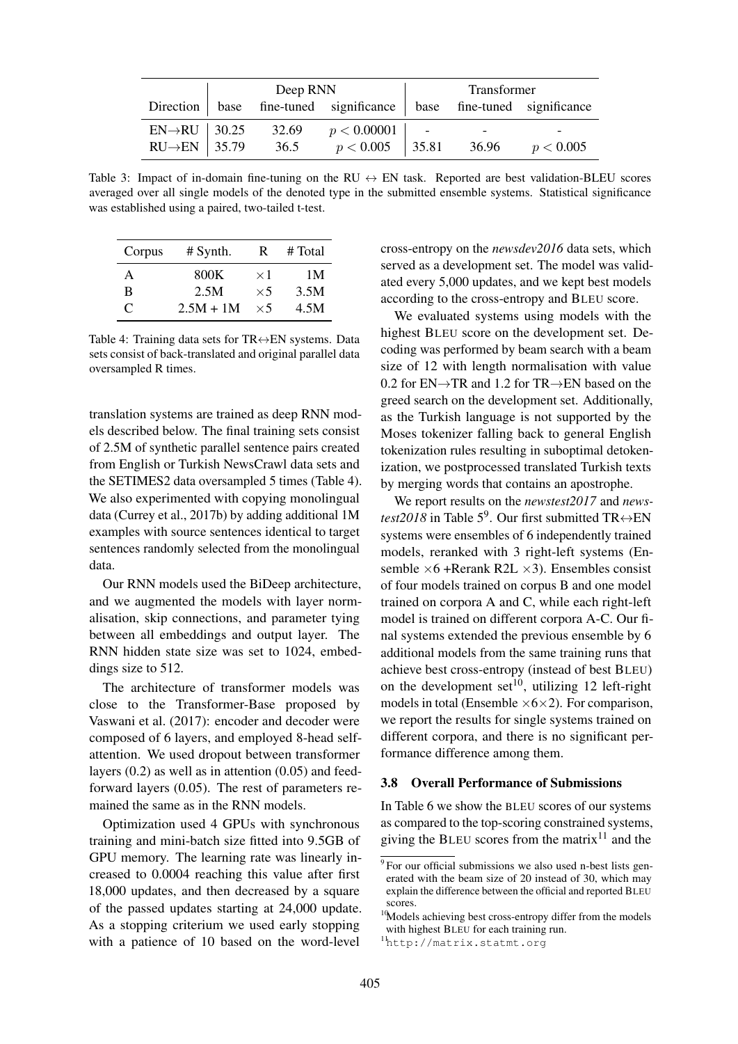| Direction | Deep RNN | | | Transformer | | |
|---|---|---|---|---|---|---|
| | base | fine-tuned | significance | base | fine-tuned | significance |
| EN→RU | 30.25 | 32.69 | $p < 0.00001$ | - | - | - |
| RU→EN | 35.79 | 36.5 | $p < 0.005$ | 35.81 | 36.96 | $p < 0.005$ |

Table 3: Impact of in-domain fine-tuning on the RU ↔ EN task. Reported are best validation-BLEU scores averaged over all single models of the denoted type in the submitted ensemble systems. Statistical significance was established using a paired, two-tailed t-test.

| Corpus | # Synth. | R | # Total |
|---|---|---|---|
| A | 800K | ×1 | 1M |
| B | 2.5M | ×5 | 3.5M |
| C | 2.5M + 1M | ×5 | 4.5M |

Table 4: Training data sets for TR↔EN systems. Data sets consist of back-translated and original parallel data oversampled R times.

translation systems are trained as deep RNN models described below. The final training sets consist of 2.5M of synthetic parallel sentence pairs created from English or Turkish NewsCrawl data sets and the SETIMES2 data oversampled 5 times (Table 4). We also experimented with copying monolingual data (Currey et al., 2017b) by adding additional 1M examples with source sentences identical to target sentences randomly selected from the monolingual data.

Our RNN models used the BiDeep architecture, and we augmented the models with layer normalisation, skip connections, and parameter tying between all embeddings and output layer. The RNN hidden state size was set to 1024, embeddings size to 512.

The architecture of transformer models was close to the Transformer-Base proposed by Vaswani et al. (2017): encoder and decoder were composed of 6 layers, and employed 8-head self-attention. We used dropout between transformer layers (0.2) as well as in attention (0.05) and feed-forward layers (0.05). The rest of parameters remained the same as in the RNN models.

Optimization used 4 GPUs with synchronous training and mini-batch size fitted into 9.5GB of GPU memory. The learning rate was linearly increased to 0.0004 reaching this value after first 18,000 updates, and then decreased by a square of the passed updates starting at 24,000 update. As a stopping criterium we used early stopping with a patience of 10 based on the word-level cross-entropy on the *newsdev2016* data sets, which served as a development set. The model was validated every 5,000 updates, and we kept best models according to the cross-entropy and BLEU score.

We evaluated systems using models with the highest BLEU score on the development set. Decoding was performed by beam search with a beam size of 12 with length normalisation with value 0.2 for EN→TR and 1.2 for TR→EN based on the greed search on the development set. Additionally, as the Turkish language is not supported by the Moses tokenizer falling back to general English tokenization rules resulting in suboptimal detokenization, we postprocessed translated Turkish texts by merging words that contains an apostrophe.

We report results on the *newstest2017* and *newstest2018* in Table 5[9]. Our first submitted TR↔EN systems were ensembles of 6 independently trained models, reranked with 3 right-left systems (Ensemble ×6 +Rerank R2L ×3). Ensembles consist of four models trained on corpus B and one model trained on corpora A and C, while each right-left model is trained on different corpora A-C. Our final systems extended the previous ensemble by 6 additional models from the same training runs that achieve best cross-entropy (instead of best BLEU) on the development set[10], utilizing 12 left-right models in total (Ensemble ×6×2). For comparison, we report the results for single systems trained on different corpora, and there is no significant performance difference among them.

### 3.8 Overall Performance of Submissions

In Table 6 we show the BLEU scores of our systems as compared to the top-scoring constrained systems, giving the BLEU scores from the matrix[11] and the

[9] For our official submissions we also used n-best lists generated with the beam size of 20 instead of 30, which may explain the difference between the official and reported BLEU scores.

[10] Models achieving best cross-entropy differ from the models with highest BLEU for each training run.

[11] http://matrix.statmt.org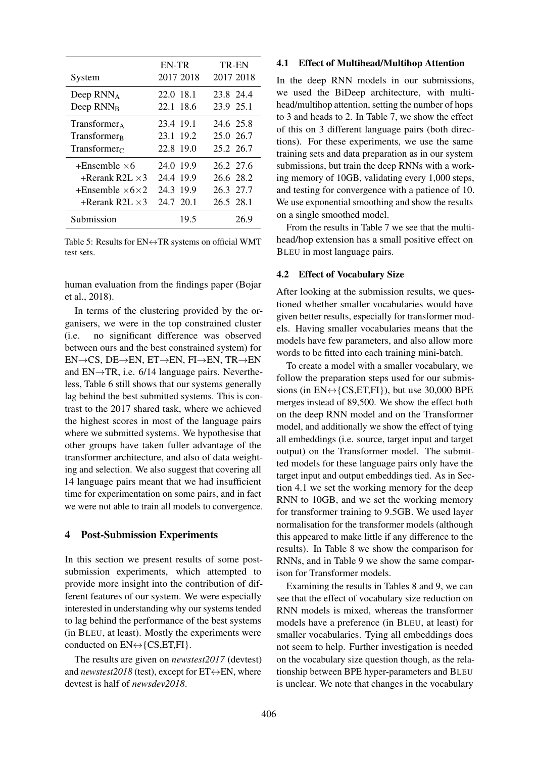| System | EN-TR 2017 | EN-TR 2018 | TR-EN 2017 | TR-EN 2018 |
|---|---|---|---|---|
| Deep $\text{RNN}_\text{A}$ | 22.0 | 18.1 | 23.8 | 24.4 |
| Deep $\text{RNN}_\text{B}$ | 22.1 | 18.6 | 23.9 | 25.1 |
| $\text{Transformer}_\text{A}$ | 23.4 | 19.1 | 24.6 | 25.8 |
| $\text{Transformer}_\text{B}$ | 23.1 | 19.2 | 25.0 | 26.7 |
| $\text{Transformer}_\text{C}$ | 22.8 | 19.0 | 25.2 | 26.7 |
| +Ensemble $\times 6$ | 24.0 | 19.9 | 26.2 | 27.6 |
| +Rerank R2L $\times 3$ | 24.4 | 19.9 | 26.6 | 28.2 |
| +Ensemble $\times 6 \times 2$ | 24.3 | 19.9 | 26.3 | 27.7 |
| +Rerank R2L $\times 3$ | 24.7 | 20.1 | 26.5 | 28.1 |
| Submission | | 19.5 | | 26.9 |

Table 5: Results for EN↔TR systems on official WMT test sets.

human evaluation from the findings paper (Bojar et al., 2018).

In terms of the clustering provided by the organisers, we were in the top constrained cluster (i.e. no significant difference was observed between ours and the best constrained system) for EN→CS, DE→EN, ET→EN, FI→EN, TR→EN and EN→TR, i.e. 6/14 language pairs. Nevertheless, Table 6 still shows that our systems generally lag behind the best submitted systems. This is contrast to the 2017 shared task, where we achieved the highest scores in most of the language pairs where we submitted systems. We hypothesise that other groups have taken fuller advantage of the transformer architecture, and also of data weighting and selection. We also suggest that covering all 14 language pairs meant that we had insufficient time for experimentation on some pairs, and in fact we were not able to train all models to convergence.

## 4 Post-Submission Experiments

In this section we present results of some post-submission experiments, which attempted to provide more insight into the contribution of different features of our system. We were especially interested in understanding why our systems tended to lag behind the performance of the best systems (in BLEU, at least). Mostly the experiments were conducted on EN↔{CS,ET,FI}.

The results are given on *newstest2017* (devtest) and *newstest2018* (test), except for ET↔EN, where devtest is half of *newsdev2018*.

### 4.1 Effect of Multihead/Multihop Attention

In the deep RNN models in our submissions, we used the BiDeep architecture, with multihead/multihop attention, setting the number of hops to 3 and heads to 2. In Table 7, we show the effect of this on 3 different language pairs (both directions). For these experiments, we use the same training sets and data preparation as in our system submissions, but train the deep RNNs with a working memory of 10GB, validating every 1,000 steps, and testing for convergence with a patience of 10. We use exponential smoothing and show the results on a single smoothed model.

From the results in Table 7 we see that the multihead/hop extension has a small positive effect on BLEU in most language pairs.

### 4.2 Effect of Vocabulary Size

After looking at the submission results, we questioned whether smaller vocabularies would have given better results, especially for transformer models. Having smaller vocabularies means that the models have few parameters, and also allow more words to be fitted into each training mini-batch.

To create a model with a smaller vocabulary, we follow the preparation steps used for our submissions (in EN↔{CS,ET,FI}), but use 30,000 BPE merges instead of 89,500. We show the effect both on the deep RNN model and on the Transformer model, and additionally we show the effect of tying all embeddings (i.e. source, target input and target output) on the Transformer model. The submitted models for these language pairs only have the target input and output embeddings tied. As in Section 4.1 we set the working memory for the deep RNN to 10GB, and we set the working memory for transformer training to 9.5GB. We used layer normalisation for the transformer models (although this appeared to make little if any difference to the results). In Table 8 we show the comparison for RNNs, and in Table 9 we show the same comparison for Transformer models.

Examining the results in Tables 8 and 9, we can see that the effect of vocabulary size reduction on RNN models is mixed, whereas the transformer models have a preference (in BLEU, at least) for smaller vocabularies. Tying all embeddings does not seem to help. Further investigation is needed on the vocabulary size question though, as the relationship between BPE hyper-parameters and BLEU is unclear. We note that changes in the vocabulary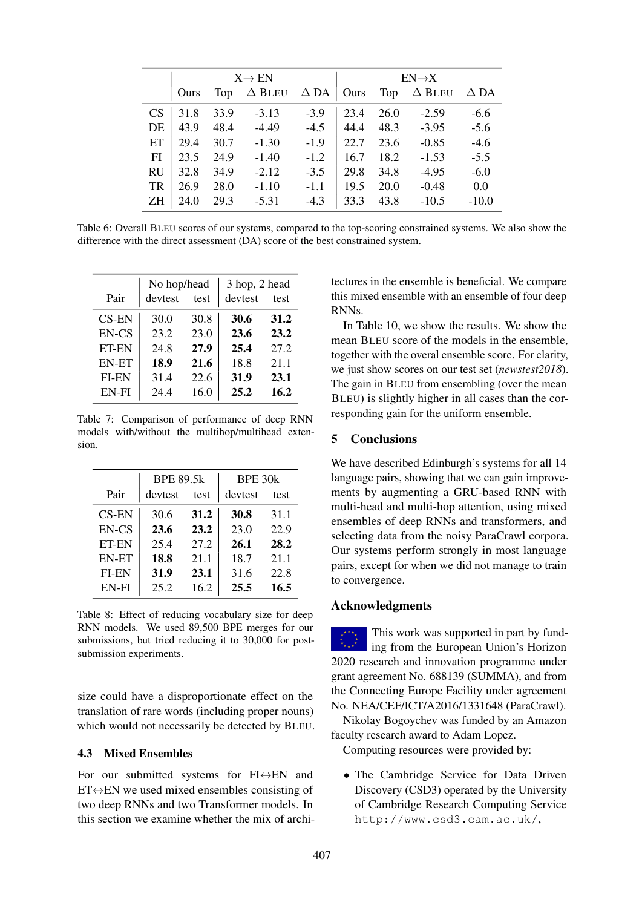| | X→ EN | | | | EN→X | | | |
|---|---|---|---|---|---|---|---|---|
| | Ours | Top | Δ BLEU | Δ DA | Ours | Top | Δ BLEU | Δ DA |
| CS | 31.8 | 33.9 | -3.13 | -3.9 | 23.4 | 26.0 | -2.59 | -6.6 |
| DE | 43.9 | 48.4 | -4.49 | -4.5 | 44.4 | 48.3 | -3.95 | -5.6 |
| ET | 29.4 | 30.7 | -1.30 | -1.9 | 22.7 | 23.6 | -0.85 | -4.6 |
| FI | 23.5 | 24.9 | -1.40 | -1.2 | 16.7 | 18.2 | -1.53 | -5.5 |
| RU | 32.8 | 34.9 | -2.12 | -3.5 | 29.8 | 34.8 | -4.95 | -6.0 |
| TR | 26.9 | 28.0 | -1.10 | -1.1 | 19.5 | 20.0 | -0.48 | 0.0 |
| ZH | 24.0 | 29.3 | -5.31 | -4.3 | 33.3 | 43.8 | -10.5 | -10.0 |

Table 6: Overall BLEU scores of our systems, compared to the top-scoring constrained systems. We also show the difference with the direct assessment (DA) score of the best constrained system.

| | No hop/head | | 3 hop, 2 head | |
|---|---|---|---|---|
| Pair | devtest | test | devtest | test |
| CS-EN | 30.0 | 30.8 | **30.6** | **31.2** |
| EN-CS | 23.2 | 23.0 | **23.6** | **23.2** |
| ET-EN | 24.8 | **27.9** | **25.4** | 27.2 |
| EN-ET | **18.9** | **21.6** | 18.8 | 21.1 |
| FI-EN | 31.4 | 22.6 | **31.9** | **23.1** |
| EN-FI | 24.4 | 16.0 | **25.2** | **16.2** |

Table 7: Comparison of performance of deep RNN models with/without the multihop/multihead extension.

| | BPE 89.5k | | BPE 30k | |
|---|---|---|---|---|
| Pair | devtest | test | devtest | test |
| CS-EN | 30.6 | **31.2** | **30.8** | 31.1 |
| EN-CS | **23.6** | **23.2** | 23.0 | 22.9 |
| ET-EN | 25.4 | 27.2 | **26.1** | **28.2** |
| EN-ET | **18.8** | 21.1 | 18.7 | 21.1 |
| FI-EN | **31.9** | **23.1** | 31.6 | 22.8 |
| EN-FI | 25.2 | 16.2 | **25.5** | **16.5** |

Table 8: Effect of reducing vocabulary size for deep RNN models. We used 89,500 BPE merges for our submissions, but tried reducing it to 30,000 for post-submission experiments.

size could have a disproportionate effect on the translation of rare words (including proper nouns) which would not necessarily be detected by BLEU.

### 4.3 Mixed Ensembles

For our submitted systems for FI↔EN and ET↔EN we used mixed ensembles consisting of two deep RNNs and two Transformer models. In this section we examine whether the mix of architectures in the ensemble is beneficial. We compare this mixed ensemble with an ensemble of four deep RNNs.

In Table 10, we show the results. We show the mean BLEU score of the models in the ensemble, together with the overal ensemble score. For clarity, we just show scores on our test set (*newstest2018*). The gain in BLEU from ensembling (over the mean BLEU) is slightly higher in all cases than the corresponding gain for the uniform ensemble.

## 5 Conclusions

We have described Edinburgh's systems for all 14 language pairs, showing that we can gain improvements by augmenting a GRU-based RNN with multi-head and multi-hop attention, using mixed ensembles of deep RNNs and transformers, and selecting data from the noisy ParaCrawl corpora. Our systems perform strongly in most language pairs, except for when we did not manage to train to convergence.

## Acknowledgments

This work was supported in part by funding from the European Union's Horizon 2020 research and innovation programme under grant agreement No. 688139 (SUMMA), and from the Connecting Europe Facility under agreement No. NEA/CEF/ICT/A2016/1331648 (ParaCrawl).

Nikolay Bogoychev was funded by an Amazon faculty research award to Adam Lopez.

Computing resources were provided by:

- The Cambridge Service for Data Driven Discovery (CSD3) operated by the University of Cambridge Research Computing Service `http://www.csd3.cam.ac.uk/`,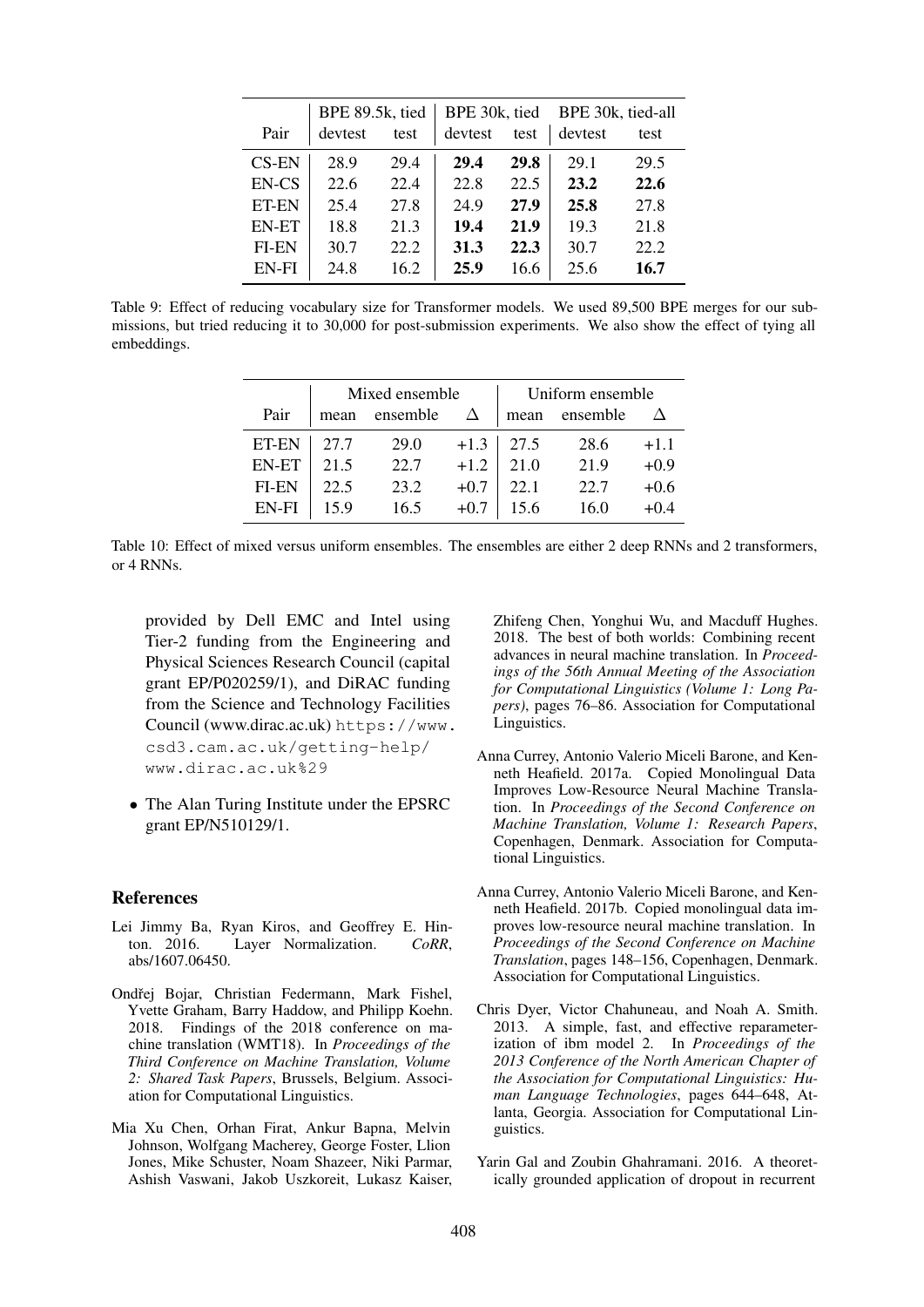| Pair | BPE 89.5k, tied | | BPE 30k, tied | | BPE 30k, tied-all | |
|---|---|---|---|---|---|---|
| | devtest | test | devtest | test | devtest | test |
| CS-EN | 28.9 | 29.4 | **29.4** | **29.8** | 29.1 | 29.5 |
| EN-CS | 22.6 | 22.4 | 22.8 | 22.5 | **23.2** | **22.6** |
| ET-EN | 25.4 | 27.8 | 24.9 | **27.9** | **25.8** | 27.8 |
| EN-ET | 18.8 | 21.3 | **19.4** | **21.9** | 19.3 | 21.8 |
| FI-EN | 30.7 | 22.2 | **31.3** | **22.3** | 30.7 | 22.2 |
| EN-FI | 24.8 | 16.2 | **25.9** | 16.6 | 25.6 | **16.7** |

Table 9: Effect of reducing vocabulary size for Transformer models. We used 89,500 BPE merges for our submissions, but tried reducing it to 30,000 for post-submission experiments. We also show the effect of tying all embeddings.

| Pair | Mixed ensemble | | | Uniform ensemble | | |
|---|---|---|---|---|---|---|
| | mean | ensemble | $\Delta$ | mean | ensemble | $\Delta$ |
| ET-EN | 27.7 | 29.0 | +1.3 | 27.5 | 28.6 | +1.1 |
| EN-ET | 21.5 | 22.7 | +1.2 | 21.0 | 21.9 | +0.9 |
| FI-EN | 22.5 | 23.2 | +0.7 | 22.1 | 22.7 | +0.6 |
| EN-FI | 15.9 | 16.5 | +0.7 | 15.6 | 16.0 | +0.4 |

Table 10: Effect of mixed versus uniform ensembles. The ensembles are either 2 deep RNNs and 2 transformers, or 4 RNNs.

provided by Dell EMC and Intel using Tier-2 funding from the Engineering and Physical Sciences Research Council (capital grant EP/P020259/1), and DiRAC funding from the Science and Technology Facilities Council (www.dirac.ac.uk) https://www.csd3.cam.ac.uk/getting-help/www.dirac.ac.uk%29

- The Alan Turing Institute under the EPSRC grant EP/N510129/1.

## References

Lei Jimmy Ba, Ryan Kiros, and Geoffrey E. Hinton. 2016. Layer Normalization. *CoRR*, abs/1607.06450.

Ondřej Bojar, Christian Federmann, Mark Fishel, Yvette Graham, Barry Haddow, and Philipp Koehn. 2018. Findings of the 2018 conference on machine translation (WMT18). In *Proceedings of the Third Conference on Machine Translation, Volume 2: Shared Task Papers*, Brussels, Belgium. Association for Computational Linguistics.

Mia Xu Chen, Orhan Firat, Ankur Bapna, Melvin Johnson, Wolfgang Macherey, George Foster, Llion Jones, Mike Schuster, Noam Shazeer, Niki Parmar, Ashish Vaswani, Jakob Uszkoreit, Lukasz Kaiser, Zhifeng Chen, Yonghui Wu, and Macduff Hughes. 2018. The best of both worlds: Combining recent advances in neural machine translation. In *Proceedings of the 56th Annual Meeting of the Association for Computational Linguistics (Volume 1: Long Papers)*, pages 76–86. Association for Computational Linguistics.

Anna Currey, Antonio Valerio Miceli Barone, and Kenneth Heafield. 2017a. Copied Monolingual Data Improves Low-Resource Neural Machine Translation. In *Proceedings of the Second Conference on Machine Translation, Volume 1: Research Papers*, Copenhagen, Denmark. Association for Computational Linguistics.

Anna Currey, Antonio Valerio Miceli Barone, and Kenneth Heafield. 2017b. Copied monolingual data improves low-resource neural machine translation. In *Proceedings of the Second Conference on Machine Translation*, pages 148–156, Copenhagen, Denmark. Association for Computational Linguistics.

Chris Dyer, Victor Chahuneau, and Noah A. Smith. 2013. A simple, fast, and effective reparameterization of ibm model 2. In *Proceedings of the 2013 Conference of the North American Chapter of the Association for Computational Linguistics: Human Language Technologies*, pages 644–648, Atlanta, Georgia. Association for Computational Linguistics.

Yarin Gal and Zoubin Ghahramani. 2016. A theoretically grounded application of dropout in recurrent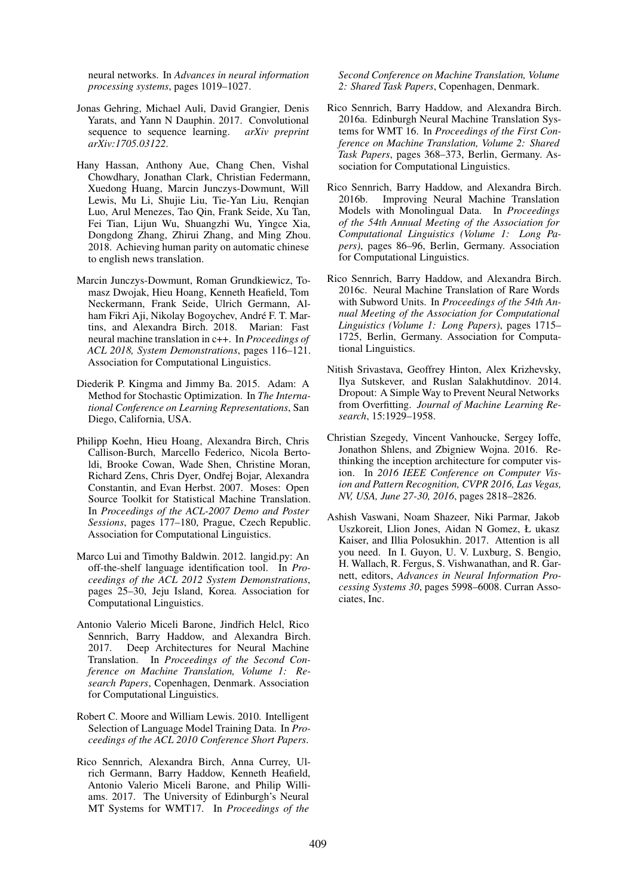neural networks. In *Advances in neural information processing systems*, pages 1019–1027.

Jonas Gehring, Michael Auli, David Grangier, Denis Yarats, and Yann N Dauphin. 2017. Convolutional sequence to sequence learning. *arXiv preprint arXiv:1705.03122*.

Hany Hassan, Anthony Aue, Chang Chen, Vishal Chowdhary, Jonathan Clark, Christian Federmann, Xuedong Huang, Marcin Junczys-Dowmunt, Will Lewis, Mu Li, Shujie Liu, Tie-Yan Liu, Renqian Luo, Arul Menezes, Tao Qin, Frank Seide, Xu Tan, Fei Tian, Lijun Wu, Shuangzhi Wu, Yingce Xia, Dongdong Zhang, Zhirui Zhang, and Ming Zhou. 2018. Achieving human parity on automatic chinese to english news translation.

Marcin Junczys-Dowmunt, Roman Grundkiewicz, Tomasz Dwojak, Hieu Hoang, Kenneth Heafield, Tom Neckermann, Frank Seide, Ulrich Germann, Alham Fikri Aji, Nikolay Bogoychev, André F. T. Martins, and Alexandra Birch. 2018. Marian: Fast neural machine translation in c++. In *Proceedings of ACL 2018, System Demonstrations*, pages 116–121. Association for Computational Linguistics.

Diederik P. Kingma and Jimmy Ba. 2015. Adam: A Method for Stochastic Optimization. In *The International Conference on Learning Representations*, San Diego, California, USA.

Philipp Koehn, Hieu Hoang, Alexandra Birch, Chris Callison-Burch, Marcello Federico, Nicola Bertoldi, Brooke Cowan, Wade Shen, Christine Moran, Richard Zens, Chris Dyer, Ondřej Bojar, Alexandra Constantin, and Evan Herbst. 2007. Moses: Open Source Toolkit for Statistical Machine Translation. In *Proceedings of the ACL-2007 Demo and Poster Sessions*, pages 177–180, Prague, Czech Republic. Association for Computational Linguistics.

Marco Lui and Timothy Baldwin. 2012. langid.py: An off-the-shelf language identification tool. In *Proceedings of the ACL 2012 System Demonstrations*, pages 25–30, Jeju Island, Korea. Association for Computational Linguistics.

Antonio Valerio Miceli Barone, Jindřich Helcl, Rico Sennrich, Barry Haddow, and Alexandra Birch. 2017. Deep Architectures for Neural Machine Translation. In *Proceedings of the Second Conference on Machine Translation, Volume 1: Research Papers*, Copenhagen, Denmark. Association for Computational Linguistics.

Robert C. Moore and William Lewis. 2010. Intelligent Selection of Language Model Training Data. In *Proceedings of the ACL 2010 Conference Short Papers*.

Rico Sennrich, Alexandra Birch, Anna Currey, Ulrich Germann, Barry Haddow, Kenneth Heafield, Antonio Valerio Miceli Barone, and Philip Williams. 2017. The University of Edinburgh's Neural MT Systems for WMT17. In *Proceedings of the Second Conference on Machine Translation, Volume 2: Shared Task Papers*, Copenhagen, Denmark.

Rico Sennrich, Barry Haddow, and Alexandra Birch. 2016a. Edinburgh Neural Machine Translation Systems for WMT 16. In *Proceedings of the First Conference on Machine Translation, Volume 2: Shared Task Papers*, pages 368–373, Berlin, Germany. Association for Computational Linguistics.

Rico Sennrich, Barry Haddow, and Alexandra Birch. 2016b. Improving Neural Machine Translation Models with Monolingual Data. In *Proceedings of the 54th Annual Meeting of the Association for Computational Linguistics (Volume 1: Long Papers)*, pages 86–96, Berlin, Germany. Association for Computational Linguistics.

Rico Sennrich, Barry Haddow, and Alexandra Birch. 2016c. Neural Machine Translation of Rare Words with Subword Units. In *Proceedings of the 54th Annual Meeting of the Association for Computational Linguistics (Volume 1: Long Papers)*, pages 1715–1725, Berlin, Germany. Association for Computational Linguistics.

Nitish Srivastava, Geoffrey Hinton, Alex Krizhevsky, Ilya Sutskever, and Ruslan Salakhutdinov. 2014. Dropout: A Simple Way to Prevent Neural Networks from Overfitting. *Journal of Machine Learning Research*, 15:1929–1958.

Christian Szegedy, Vincent Vanhoucke, Sergey Ioffe, Jonathon Shlens, and Zbigniew Wojna. 2016. Rethinking the inception architecture for computer vision. In *2016 IEEE Conference on Computer Vision and Pattern Recognition, CVPR 2016, Las Vegas, NV, USA, June 27-30, 2016*, pages 2818–2826.

Ashish Vaswani, Noam Shazeer, Niki Parmar, Jakob Uszkoreit, Llion Jones, Aidan N Gomez, Ł ukasz Kaiser, and Illia Polosukhin. 2017. Attention is all you need. In I. Guyon, U. V. Luxburg, S. Bengio, H. Wallach, R. Fergus, S. Vishwanathan, and R. Garnett, editors, *Advances in Neural Information Processing Systems 30*, pages 5998–6008. Curran Associates, Inc.